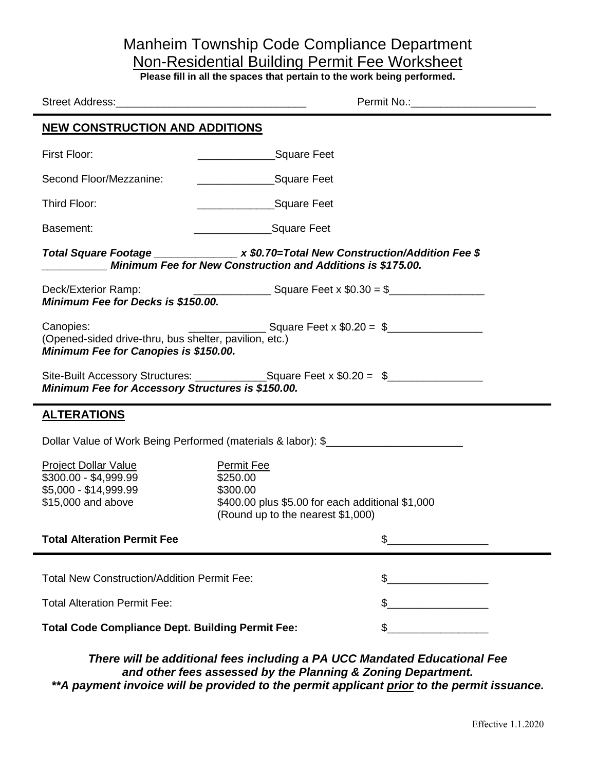# Manheim Township Code Compliance Department

## Non-Residential Building Permit Fee Worksheet

**Please fill in all the spaces that pertain to the work being performed.**

Street Address:_______________________________ Permit No.:____________________

## NEW CONSTRUCTION AND ADDITIONS

First Floor: _____________Square Feet

Second Floor/Mezzanine: _____________Square Feet

Third Floor: _____________Square Feet

Basement: _____________Square Feet

***Total Square Footage _____________ x $0.70=Total New Construction/Addition Fee $ ___________ Minimum Fee for New Construction and Additions is $175.00.***

Deck/Exterior Ramp: _____________ Square Feet x $0.30 = $________________
***Minimum Fee for Decks is $150.00.***

Canopies: _____________ Square Feet x $0.20 = $________________
(Opened-sided drive-thru, bus shelter, pavilion, etc.)
***Minimum Fee for Canopies is $150.00.***

Site-Built Accessory Structures: ____________Square Feet x $0.20 = $________________
***Minimum Fee for Accessory Structures is $150.00.***

## ALTERATIONS

Dollar Value of Work Being Performed (materials & labor): $_______________________

| Project Dollar Value | Permit Fee |
|---|---|
| $300.00 - $4,999.99 | $250.00 |
| $5,000 - $14,999.99 | $300.00 |
| $15,000 and above | $400.00 plus $5.00 for each additional $1,000 (Round up to the nearest $1,000) |

**Total Alteration Permit Fee** $_________________

---

Total New Construction/Addition Permit Fee: $_________________

Total Alteration Permit Fee: $_________________

**Total Code Compliance Dept. Building Permit Fee:** $_________________

***There will be additional fees including a PA UCC Mandated Educational Fee and other fees assessed by the Planning & Zoning Department.***
***\*\*A payment invoice will be provided to the permit applicant prior to the permit issuance.***

Effective 1.1.2020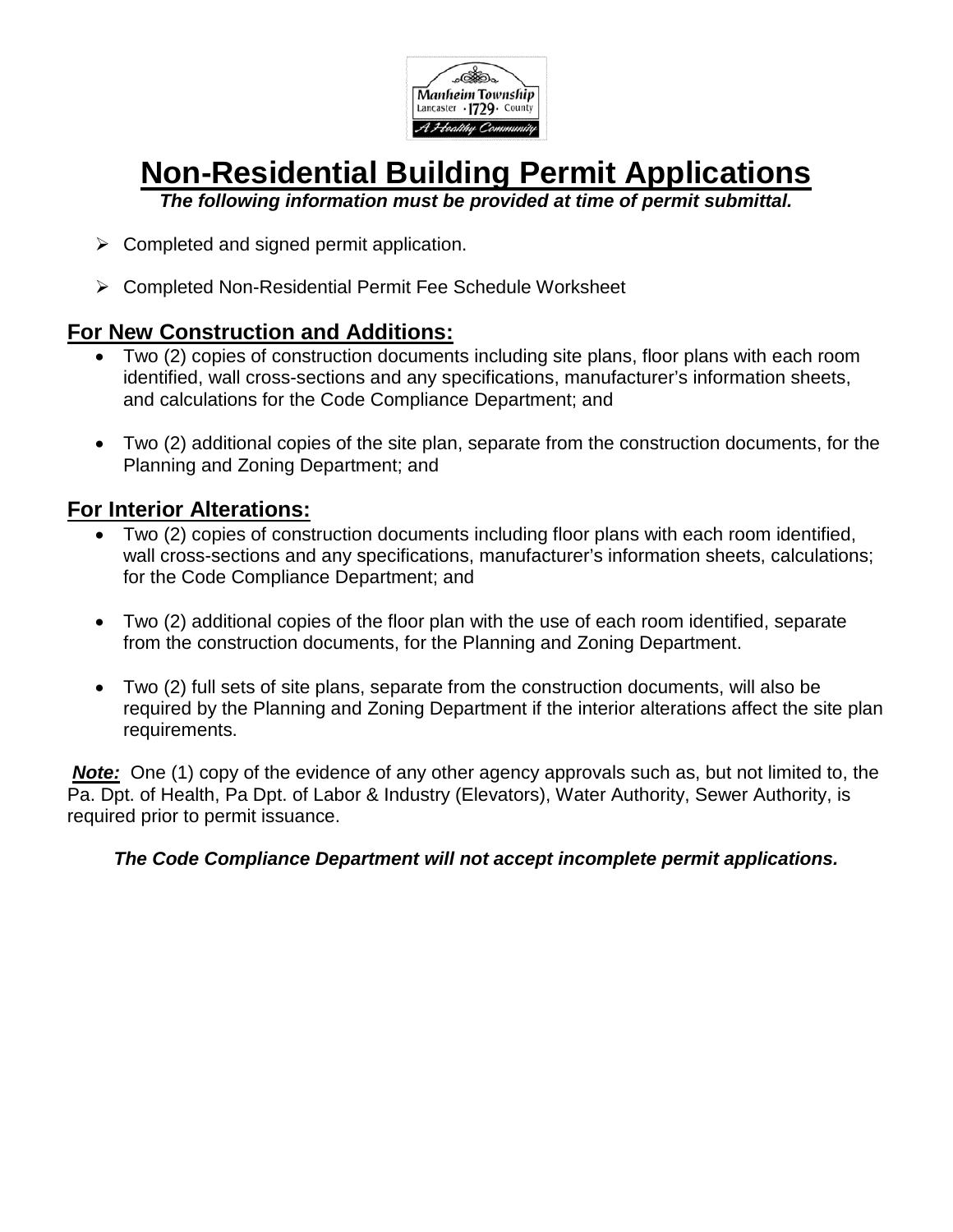# Non-Residential Building Permit Applications

***The following information must be provided at time of permit submittal.***

- Completed and signed permit application.
- Completed Non-Residential Permit Fee Schedule Worksheet

## For New Construction and Additions:

- Two (2) copies of construction documents including site plans, floor plans with each room identified, wall cross-sections and any specifications, manufacturer's information sheets, and calculations for the Code Compliance Department; and
- Two (2) additional copies of the site plan, separate from the construction documents, for the Planning and Zoning Department; and

## For Interior Alterations:

- Two (2) copies of construction documents including floor plans with each room identified, wall cross-sections and any specifications, manufacturer's information sheets, calculations; for the Code Compliance Department; and
- Two (2) additional copies of the floor plan with the use of each room identified, separate from the construction documents, for the Planning and Zoning Department.
- Two (2) full sets of site plans, separate from the construction documents, will also be required by the Planning and Zoning Department if the interior alterations affect the site plan requirements.

***Note:*** One (1) copy of the evidence of any other agency approvals such as, but not limited to, the Pa. Dpt. of Health, Pa Dpt. of Labor & Industry (Elevators), Water Authority, Sewer Authority, is required prior to permit issuance.

***The Code Compliance Department will not accept incomplete permit applications.***